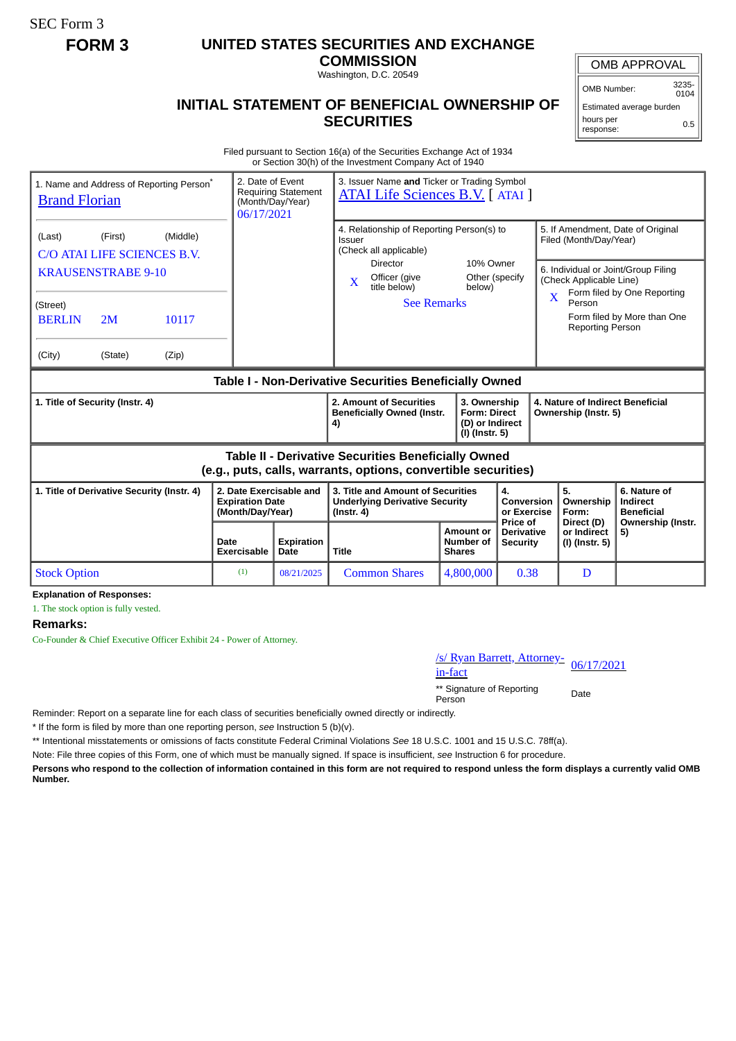SEC Form 3

**FORM 3**

# UNITED STATES SECURITIES AND EXCHANGE COMMISSION

Washington, D.C. 20549

## INITIAL STATEMENT OF BENEFICIAL OWNERSHIP OF SECURITIES

| OMB APPROVAL | |
|---|---|
| OMB Number: | 3235-0104 |
| Estimated average burden | |
| hours per response: | 0.5 |

Filed pursuant to Section 16(a) of the Securities Exchange Act of 1934
or Section 30(h) of the Investment Company Act of 1940

1. Name and Address of Reporting Person*
Brand Florian

(Last) (First) (Middle)
C/O ATAI LIFE SCIENCES B.V.
KRAUSENSTRABE 9-10

(Street)
BERLIN 2M 10117

(City) (State) (Zip)

2. Date of Event Requiring Statement (Month/Day/Year)
06/17/2021

3. Issuer Name **and** Ticker or Trading Symbol
ATAI Life Sciences B.V. [ ATAI ]

4. Relationship of Reporting Person(s) to Issuer
(Check all applicable)
Director | 10% Owner
X Officer (give title below) | Other (specify below)
See Remarks

5. If Amendment, Date of Original Filed (Month/Day/Year)

6. Individual or Joint/Group Filing (Check Applicable Line)
X Form filed by One Reporting Person
Form filed by More than One Reporting Person

### Table I - Non-Derivative Securities Beneficially Owned

| 1. Title of Security (Instr. 4) | 2. Amount of Securities Beneficially Owned (Instr. 4) | 3. Ownership Form: Direct (D) or Indirect (I) (Instr. 5) | 4. Nature of Indirect Beneficial Ownership (Instr. 5) |
|---|---|---|---|

### Table II - Derivative Securities Beneficially Owned (e.g., puts, calls, warrants, options, convertible securities)

| 1. Title of Derivative Security (Instr. 4) | 2. Date Exercisable and Expiration Date (Month/Day/Year) | | 3. Title and Amount of Securities Underlying Derivative Security (Instr. 4) | | 4. Conversion or Exercise Price of Derivative Security | 5. Ownership Form: Direct (D) or Indirect (I) (Instr. 5) | 6. Nature of Indirect Beneficial Ownership (Instr. 5) |
|---|---|---|---|---|---|---|---|
| | Date Exercisable | Expiration Date | Title | Amount or Number of Shares | | | |
| Stock Option | (1) | 08/21/2025 | Common Shares | 4,800,000 | 0.38 | D | |

**Explanation of Responses:**

1. The stock option is fully vested.

**Remarks:**

Co-Founder & Chief Executive Officer Exhibit 24 - Power of Attorney.

/s/ Ryan Barrett, Attorney-in-fact | 06/17/2021

** Signature of Reporting Person | Date

Reminder: Report on a separate line for each class of securities beneficially owned directly or indirectly.

* If the form is filed by more than one reporting person, *see* Instruction 5 (b)(v).

** Intentional misstatements or omissions of facts constitute Federal Criminal Violations *See* 18 U.S.C. 1001 and 15 U.S.C. 78ff(a).

Note: File three copies of this Form, one of which must be manually signed. If space is insufficient, *see* Instruction 6 for procedure.

**Persons who respond to the collection of information contained in this form are not required to respond unless the form displays a currently valid OMB Number.**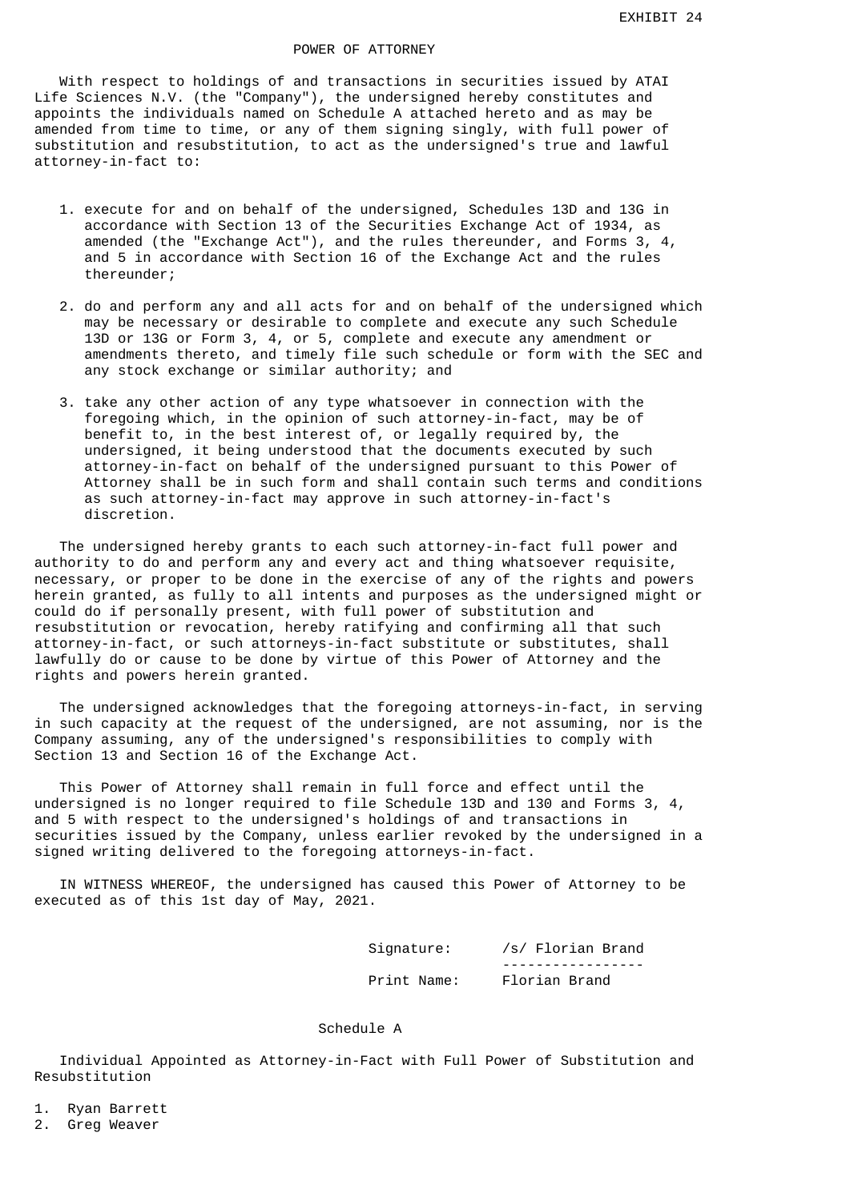EXHIBIT 24

# POWER OF ATTORNEY

With respect to holdings of and transactions in securities issued by ATAI Life Sciences N.V. (the "Company"), the undersigned hereby constitutes and appoints the individuals named on Schedule A attached hereto and as may be amended from time to time, or any of them signing singly, with full power of substitution and resubstitution, to act as the undersigned's true and lawful attorney-in-fact to:

1. execute for and on behalf of the undersigned, Schedules 13D and 13G in accordance with Section 13 of the Securities Exchange Act of 1934, as amended (the "Exchange Act"), and the rules thereunder, and Forms 3, 4, and 5 in accordance with Section 16 of the Exchange Act and the rules thereunder;

2. do and perform any and all acts for and on behalf of the undersigned which may be necessary or desirable to complete and execute any such Schedule 13D or 13G or Form 3, 4, or 5, complete and execute any amendment or amendments thereto, and timely file such schedule or form with the SEC and any stock exchange or similar authority; and

3. take any other action of any type whatsoever in connection with the foregoing which, in the opinion of such attorney-in-fact, may be of benefit to, in the best interest of, or legally required by, the undersigned, it being understood that the documents executed by such attorney-in-fact on behalf of the undersigned pursuant to this Power of Attorney shall be in such form and shall contain such terms and conditions as such attorney-in-fact may approve in such attorney-in-fact's discretion.

The undersigned hereby grants to each such attorney-in-fact full power and authority to do and perform any and every act and thing whatsoever requisite, necessary, or proper to be done in the exercise of any of the rights and powers herein granted, as fully to all intents and purposes as the undersigned might or could do if personally present, with full power of substitution and resubstitution or revocation, hereby ratifying and confirming all that such attorney-in-fact, or such attorneys-in-fact substitute or substitutes, shall lawfully do or cause to be done by virtue of this Power of Attorney and the rights and powers herein granted.

The undersigned acknowledges that the foregoing attorneys-in-fact, in serving in such capacity at the request of the undersigned, are not assuming, nor is the Company assuming, any of the undersigned's responsibilities to comply with Section 13 and Section 16 of the Exchange Act.

This Power of Attorney shall remain in full force and effect until the undersigned is no longer required to file Schedule 13D and 130 and Forms 3, 4, and 5 with respect to the undersigned's holdings of and transactions in securities issued by the Company, unless earlier revoked by the undersigned in a signed writing delivered to the foregoing attorneys-in-fact.

IN WITNESS WHEREOF, the undersigned has caused this Power of Attorney to be executed as of this 1st day of May, 2021.

Signature: /s/ Florian Brand

Print Name: Florian Brand

## Schedule A

Individual Appointed as Attorney-in-Fact with Full Power of Substitution and Resubstitution

1. Ryan Barrett
2. Greg Weaver